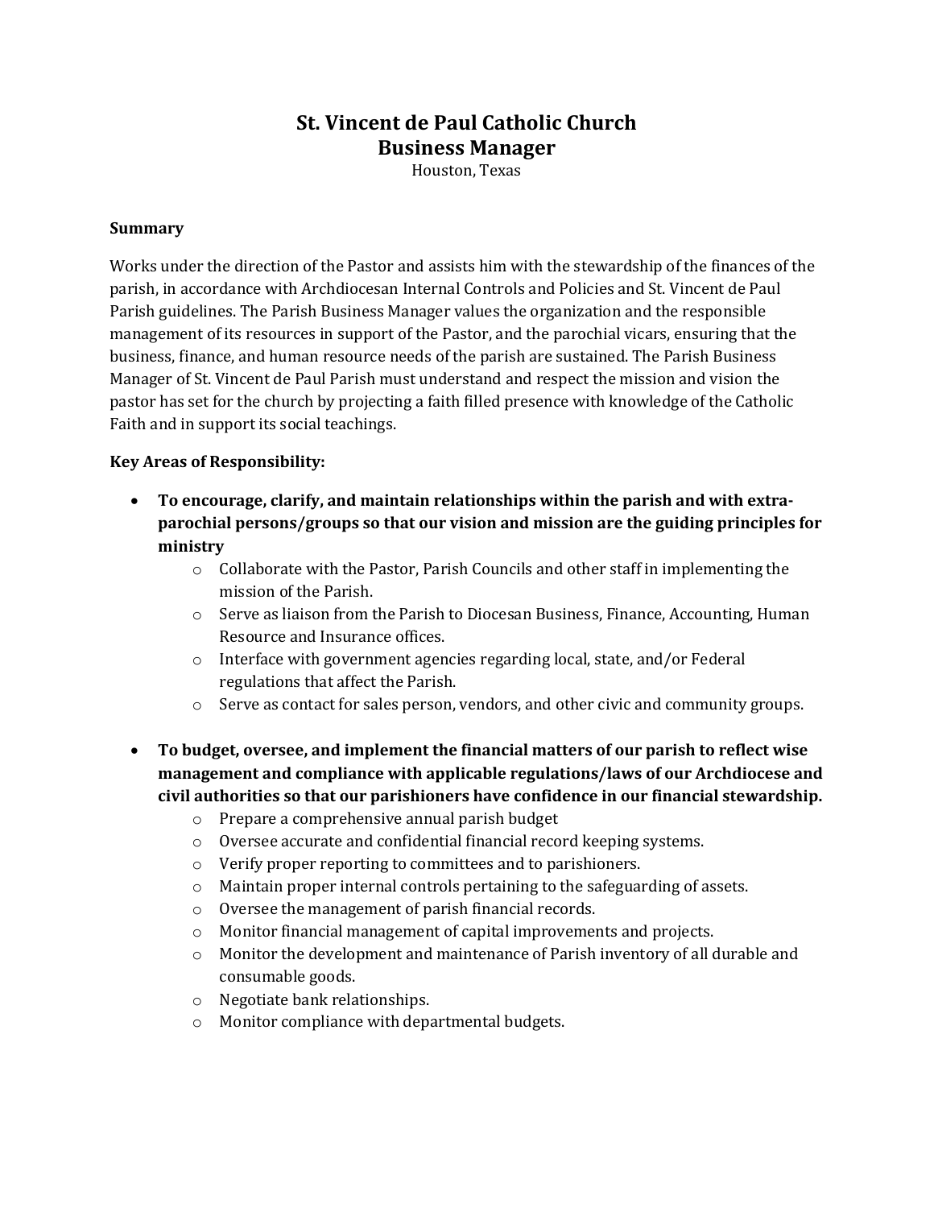# St. Vincent de Paul Catholic Church
## Business Manager

Houston, Texas

**Summary**

Works under the direction of the Pastor and assists him with the stewardship of the finances of the parish, in accordance with Archdiocesan Internal Controls and Policies and St. Vincent de Paul Parish guidelines. The Parish Business Manager values the organization and the responsible management of its resources in support of the Pastor, and the parochial vicars, ensuring that the business, finance, and human resource needs of the parish are sustained. The Parish Business Manager of St. Vincent de Paul Parish must understand and respect the mission and vision the pastor has set for the church by projecting a faith filled presence with knowledge of the Catholic Faith and in support its social teachings.

**Key Areas of Responsibility:**

- **To encourage, clarify, and maintain relationships within the parish and with extra-parochial persons/groups so that our vision and mission are the guiding principles for ministry**
  - Collaborate with the Pastor, Parish Councils and other staff in implementing the mission of the Parish.
  - Serve as liaison from the Parish to Diocesan Business, Finance, Accounting, Human Resource and Insurance offices.
  - Interface with government agencies regarding local, state, and/or Federal regulations that affect the Parish.
  - Serve as contact for sales person, vendors, and other civic and community groups.

- **To budget, oversee, and implement the financial matters of our parish to reflect wise management and compliance with applicable regulations/laws of our Archdiocese and civil authorities so that our parishioners have confidence in our financial stewardship.**
  - Prepare a comprehensive annual parish budget
  - Oversee accurate and confidential financial record keeping systems.
  - Verify proper reporting to committees and to parishioners.
  - Maintain proper internal controls pertaining to the safeguarding of assets.
  - Oversee the management of parish financial records.
  - Monitor financial management of capital improvements and projects.
  - Monitor the development and maintenance of Parish inventory of all durable and consumable goods.
  - Negotiate bank relationships.
  - Monitor compliance with departmental budgets.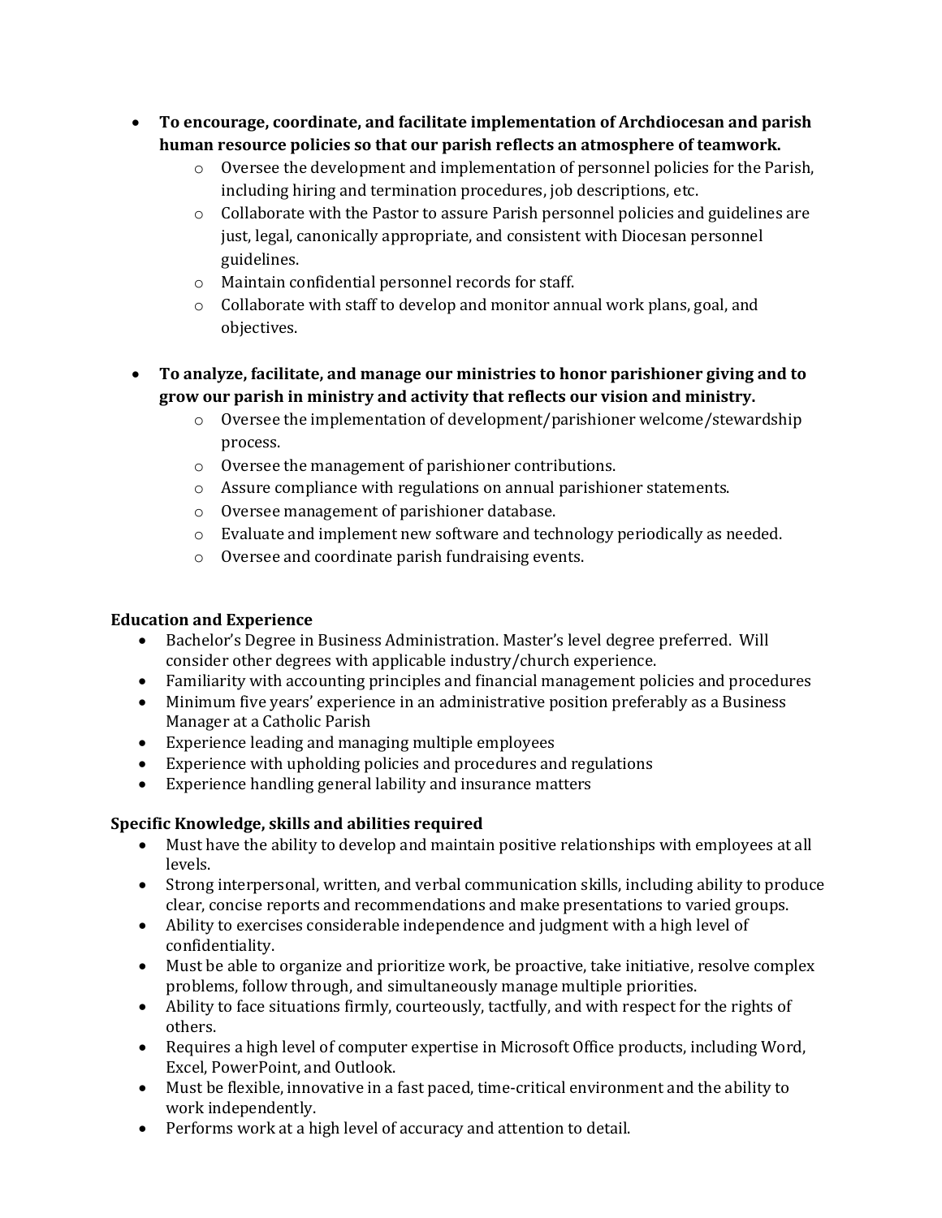- **To encourage, coordinate, and facilitate implementation of Archdiocesan and parish human resource policies so that our parish reflects an atmosphere of teamwork.**
  - Oversee the development and implementation of personnel policies for the Parish, including hiring and termination procedures, job descriptions, etc.
  - Collaborate with the Pastor to assure Parish personnel policies and guidelines are just, legal, canonically appropriate, and consistent with Diocesan personnel guidelines.
  - Maintain confidential personnel records for staff.
  - Collaborate with staff to develop and monitor annual work plans, goal, and objectives.

- **To analyze, facilitate, and manage our ministries to honor parishioner giving and to grow our parish in ministry and activity that reflects our vision and ministry.**
  - Oversee the implementation of development/parishioner welcome/stewardship process.
  - Oversee the management of parishioner contributions.
  - Assure compliance with regulations on annual parishioner statements.
  - Oversee management of parishioner database.
  - Evaluate and implement new software and technology periodically as needed.
  - Oversee and coordinate parish fundraising events.

**Education and Experience**

- Bachelor's Degree in Business Administration. Master's level degree preferred. Will consider other degrees with applicable industry/church experience.
- Familiarity with accounting principles and financial management policies and procedures
- Minimum five years' experience in an administrative position preferably as a Business Manager at a Catholic Parish
- Experience leading and managing multiple employees
- Experience with upholding policies and procedures and regulations
- Experience handling general lability and insurance matters

**Specific Knowledge, skills and abilities required**

- Must have the ability to develop and maintain positive relationships with employees at all levels.
- Strong interpersonal, written, and verbal communication skills, including ability to produce clear, concise reports and recommendations and make presentations to varied groups.
- Ability to exercises considerable independence and judgment with a high level of confidentiality.
- Must be able to organize and prioritize work, be proactive, take initiative, resolve complex problems, follow through, and simultaneously manage multiple priorities.
- Ability to face situations firmly, courteously, tactfully, and with respect for the rights of others.
- Requires a high level of computer expertise in Microsoft Office products, including Word, Excel, PowerPoint, and Outlook.
- Must be flexible, innovative in a fast paced, time-critical environment and the ability to work independently.
- Performs work at a high level of accuracy and attention to detail.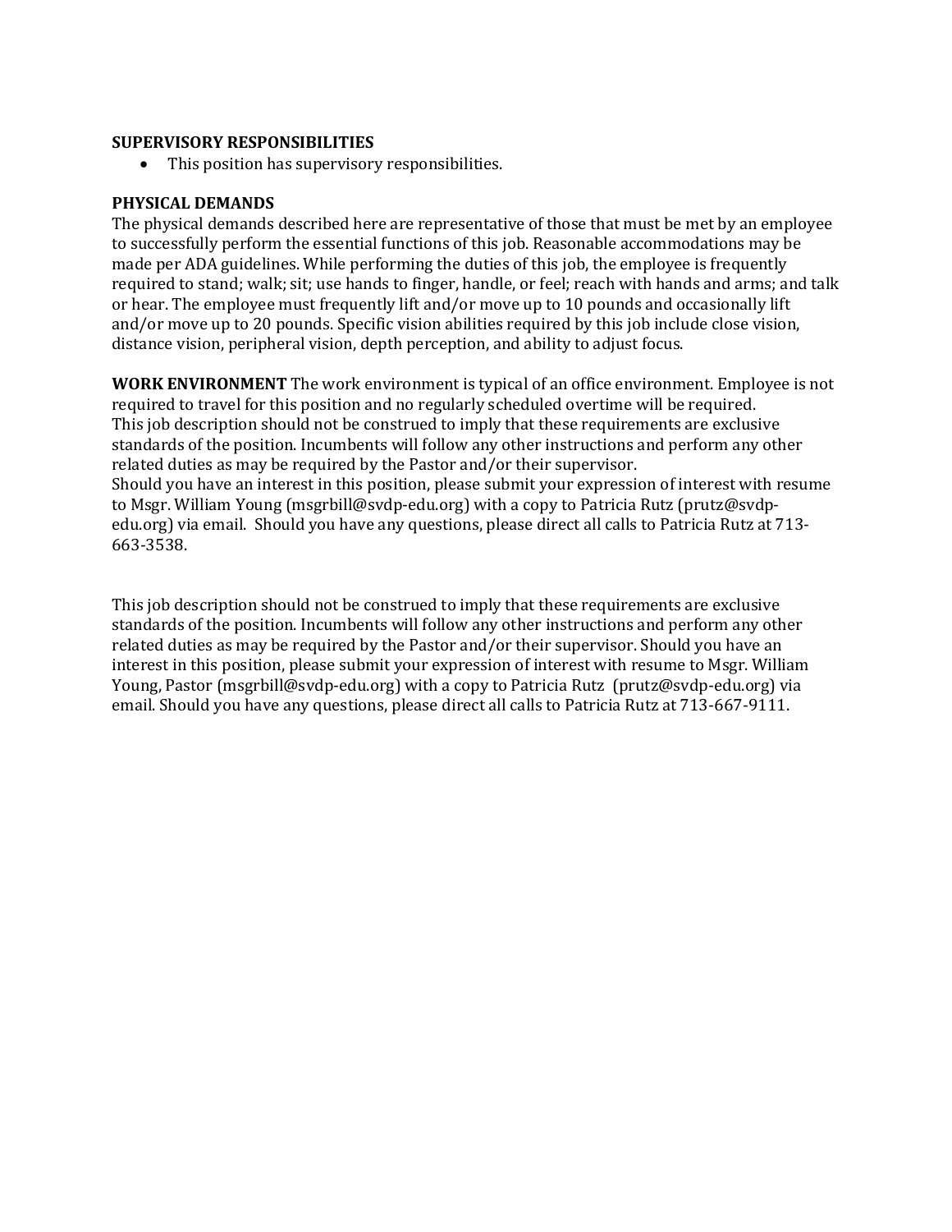**SUPERVISORY RESPONSIBILITIES**

- This position has supervisory responsibilities.

**PHYSICAL DEMANDS**

The physical demands described here are representative of those that must be met by an employee to successfully perform the essential functions of this job. Reasonable accommodations may be made per ADA guidelines. While performing the duties of this job, the employee is frequently required to stand; walk; sit; use hands to finger, handle, or feel; reach with hands and arms; and talk or hear. The employee must frequently lift and/or move up to 10 pounds and occasionally lift and/or move up to 20 pounds. Specific vision abilities required by this job include close vision, distance vision, peripheral vision, depth perception, and ability to adjust focus.

**WORK ENVIRONMENT** The work environment is typical of an office environment. Employee is not required to travel for this position and no regularly scheduled overtime will be required.
This job description should not be construed to imply that these requirements are exclusive standards of the position. Incumbents will follow any other instructions and perform any other related duties as may be required by the Pastor and/or their supervisor.
Should you have an interest in this position, please submit your expression of interest with resume to Msgr. William Young (msgrbill@svdp-edu.org) with a copy to Patricia Rutz (prutz@svdp-edu.org) via email. Should you have any questions, please direct all calls to Patricia Rutz at 713-663-3538.

This job description should not be construed to imply that these requirements are exclusive standards of the position. Incumbents will follow any other instructions and perform any other related duties as may be required by the Pastor and/or their supervisor. Should you have an interest in this position, please submit your expression of interest with resume to Msgr. William Young, Pastor (msgrbill@svdp-edu.org) with a copy to Patricia Rutz (prutz@svdp-edu.org) via email. Should you have any questions, please direct all calls to Patricia Rutz at 713-667-9111.